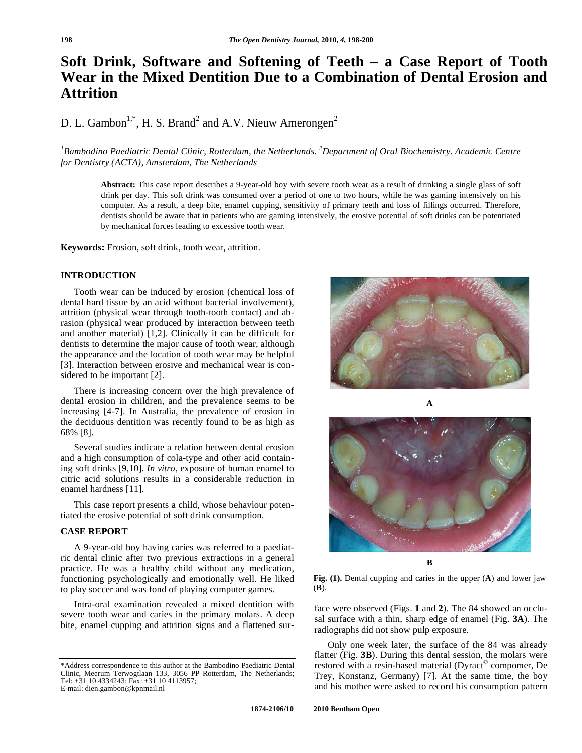# Soft Drink, Software and Softening of Teeth – a Case Report of Tooth Wear in the Mixed Dentition Due to a Combination of Dental Erosion and Attrition

D. L. Gambon[1,*], H. S. Brand[2] and A.V. Nieuw Amerongen[2]

[1]Bambodino Paediatric Dental Clinic, Rotterdam, the Netherlands. [2]Department of Oral Biochemistry. Academic Centre for Dentistry (ACTA), Amsterdam, The Netherlands

**Abstract:** This case report describes a 9-year-old boy with severe tooth wear as a result of drinking a single glass of soft drink per day. This soft drink was consumed over a period of one to two hours, while he was gaming intensively on his computer. As a result, a deep bite, enamel cupping, sensitivity of primary teeth and loss of fillings occurred. Therefore, dentists should be aware that in patients who are gaming intensively, the erosive potential of soft drinks can be potentiated by mechanical forces leading to excessive tooth wear.

**Keywords:** Erosion, soft drink, tooth wear, attrition.

## INTRODUCTION

Tooth wear can be induced by erosion (chemical loss of dental hard tissue by an acid without bacterial involvement), attrition (physical wear through tooth-tooth contact) and abrasion (physical wear produced by interaction between teeth and another material) [1,2]. Clinically it can be difficult for dentists to determine the major cause of tooth wear, although the appearance and the location of tooth wear may be helpful [3]. Interaction between erosive and mechanical wear is considered to be important [2].

There is increasing concern over the high prevalence of dental erosion in children, and the prevalence seems to be increasing [4-7]. In Australia, the prevalence of erosion in the deciduous dentition was recently found to be as high as 68% [8].

Several studies indicate a relation between dental erosion and a high consumption of cola-type and other acid containing soft drinks [9,10]. *In vitro*, exposure of human enamel to citric acid solutions results in a considerable reduction in enamel hardness [11].

This case report presents a child, whose behaviour potentiated the erosive potential of soft drink consumption.

## CASE REPORT

A 9-year-old boy having caries was referred to a paediatric dental clinic after two previous extractions in a general practice. He was a healthy child without any medication, functioning psychologically and emotionally well. He liked to play soccer and was fond of playing computer games.

Intra-oral examination revealed a mixed dentition with severe tooth wear and caries in the primary molars. A deep bite, enamel cupping and attrition signs and a flattened surface were observed (Figs. **1** and **2**). The 84 showed an occlusal surface with a thin, sharp edge of enamel (Fig. **3A**). The radiographs did not show pulp exposure.

**Fig. (1).** Dental cupping and caries in the upper (**A**) and lower jaw (**B**).

Only one week later, the surface of the 84 was already flatter (Fig. **3B**). During this dental session, the molars were restored with a resin-based material (Dyract© compomer, De Trey, Konstanz, Germany) [7]. At the same time, the boy and his mother were asked to record his consumption pattern

*Address correspondence to this author at the Bambodino Paediatric Dental Clinic, Meerum Terwogtlaan 133, 3056 PP Rotterdam, The Netherlands; Tel: +31 10 4334243; Fax: +31 10 4113957; E-mail: dien.gambon@kpnmail.nl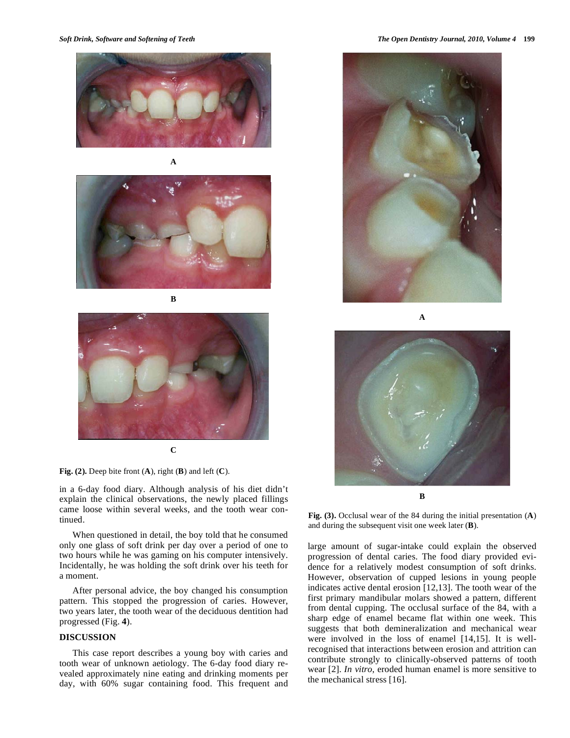**Fig. (2).** Deep bite front (**A**), right (**B**) and left (**C**).

in a 6-day food diary. Although analysis of his diet didn't explain the clinical observations, the newly placed fillings came loose within several weeks, and the tooth wear continued.

When questioned in detail, the boy told that he consumed only one glass of soft drink per day over a period of one to two hours while he was gaming on his computer intensively. Incidentally, he was holding the soft drink over his teeth for a moment.

After personal advice, the boy changed his consumption pattern. This stopped the progression of caries. However, two years later, the tooth wear of the deciduous dentition had progressed (Fig. **4**).

## DISCUSSION

This case report describes a young boy with caries and tooth wear of unknown aetiology. The 6-day food diary revealed approximately nine eating and drinking moments per day, with 60% sugar containing food. This frequent and large amount of sugar-intake could explain the observed progression of dental caries. The food diary provided evidence for a relatively modest consumption of soft drinks. However, observation of cupped lesions in young people indicates active dental erosion [12,13]. The tooth wear of the first primary mandibular molars showed a pattern, different from dental cupping. The occlusal surface of the 84, with a sharp edge of enamel became flat within one week. This suggests that both demineralization and mechanical wear were involved in the loss of enamel [14,15]. It is well-recognised that interactions between erosion and attrition can contribute strongly to clinically-observed patterns of tooth wear [2]. *In vitro*, eroded human enamel is more sensitive to the mechanical stress [16].

**Fig. (3).** Occlusal wear of the 84 during the initial presentation (**A**) and during the subsequent visit one week later (**B**).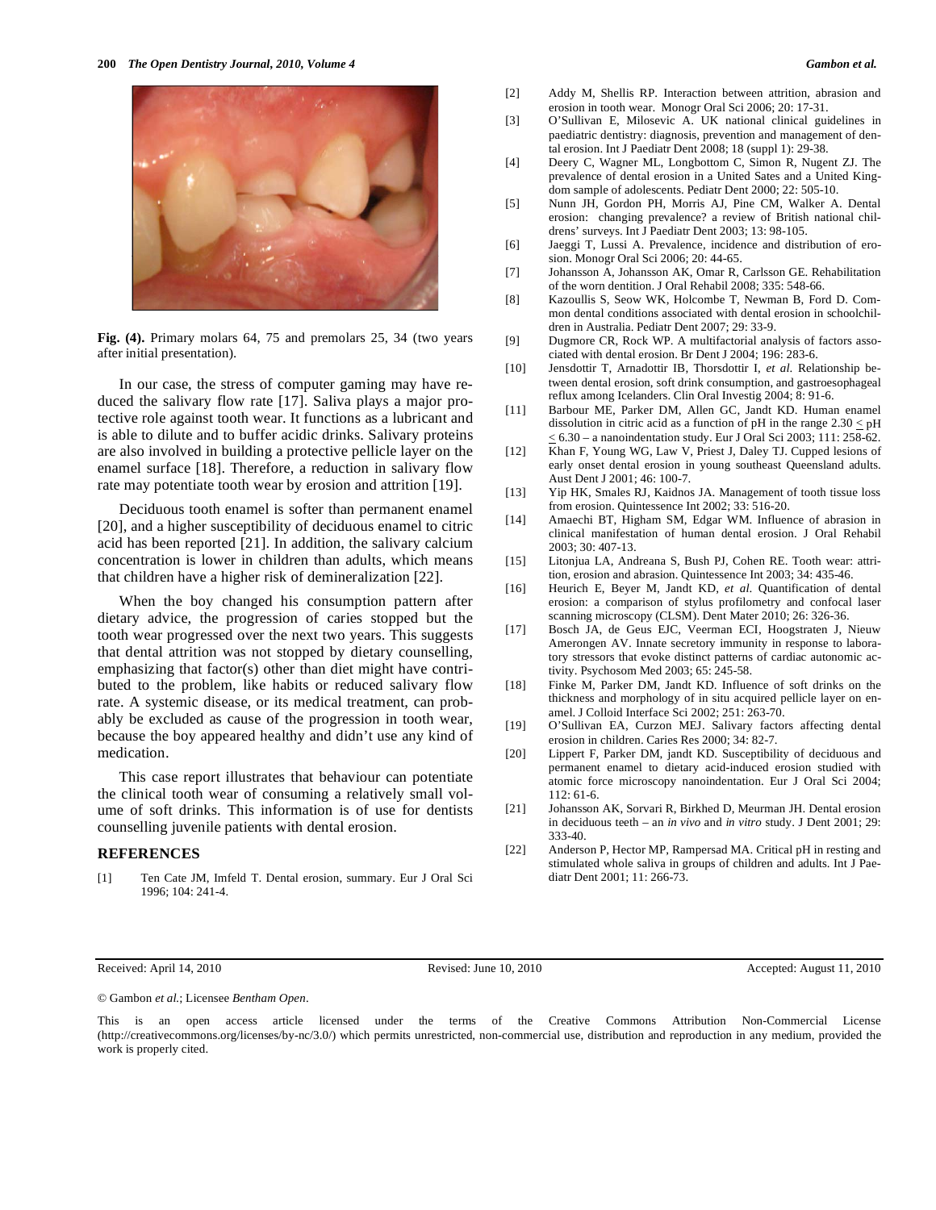Fig. (4). Primary molars 64, 75 and premolars 25, 34 (two years after initial presentation).

In our case, the stress of computer gaming may have reduced the salivary flow rate [17]. Saliva plays a major protective role against tooth wear. It functions as a lubricant and is able to dilute and to buffer acidic drinks. Salivary proteins are also involved in building a protective pellicle layer on the enamel surface [18]. Therefore, a reduction in salivary flow rate may potentiate tooth wear by erosion and attrition [19].

Deciduous tooth enamel is softer than permanent enamel [20], and a higher susceptibility of deciduous enamel to citric acid has been reported [21]. In addition, the salivary calcium concentration is lower in children than adults, which means that children have a higher risk of demineralization [22].

When the boy changed his consumption pattern after dietary advice, the progression of caries stopped but the tooth wear progressed over the next two years. This suggests that dental attrition was not stopped by dietary counselling, emphasizing that factor(s) other than diet might have contributed to the problem, like habits or reduced salivary flow rate. A systemic disease, or its medical treatment, can probably be excluded as cause of the progression in tooth wear, because the boy appeared healthy and didn't use any kind of medication.

This case report illustrates that behaviour can potentiate the clinical tooth wear of consuming a relatively small volume of soft drinks. This information is of use for dentists counselling juvenile patients with dental erosion.

## REFERENCES

[1] Ten Cate JM, Imfeld T. Dental erosion, summary. Eur J Oral Sci 1996; 104: 241-4.

[2] Addy M, Shellis RP. Interaction between attrition, abrasion and erosion in tooth wear. Monogr Oral Sci 2006; 20: 17-31.

[3] O'Sullivan E, Milosevic A. UK national clinical guidelines in paediatric dentistry: diagnosis, prevention and management of dental erosion. Int J Paediatr Dent 2008; 18 (suppl 1): 29-38.

[4] Deery C, Wagner ML, Longbottom C, Simon R, Nugent ZJ. The prevalence of dental erosion in a United Sates and a United Kingdom sample of adolescents. Pediatr Dent 2000; 22: 505-10.

[5] Nunn JH, Gordon PH, Morris AJ, Pine CM, Walker A. Dental erosion: changing prevalence? a review of British national childrens' surveys. Int J Paediatr Dent 2003; 13: 98-105.

[6] Jaeggi T, Lussi A. Prevalence, incidence and distribution of erosion. Monogr Oral Sci 2006; 20: 44-65.

[7] Johansson A, Johansson AK, Omar R, Carlsson GE. Rehabilitation of the worn dentition. J Oral Rehabil 2008; 335: 548-66.

[8] Kazoullis S, Seow WK, Holcombe T, Newman B, Ford D. Common dental conditions associated with dental erosion in schoolchildren in Australia. Pediatr Dent 2007; 29: 33-9.

[9] Dugmore CR, Rock WP. A multifactorial analysis of factors associated with dental erosion. Br Dent J 2004; 196: 283-6.

[10] Jensdottir T, Arnadottir IB, Thorsdottir I, *et al.* Relationship between dental erosion, soft drink consumption, and gastroesophageal reflux among Icelanders. Clin Oral Investig 2004; 8: 91-6.

[11] Barbour ME, Parker DM, Allen GC, Jandt KD. Human enamel dissolution in citric acid as a function of pH in the range $2.30 \leq$ pH $\leq 6.30$ – a nanoindentation study. Eur J Oral Sci 2003; 111: 258-62.

[12] Khan F, Young WG, Law V, Priest J, Daley TJ. Cupped lesions of early onset dental erosion in young southeast Queensland adults. Aust Dent J 2001; 46: 100-7.

[13] Yip HK, Smales RJ, Kaidnos JA. Management of tooth tissue loss from erosion. Quintessence Int 2002; 33: 516-20.

[14] Amaechi BT, Higham SM, Edgar WM. Influence of abrasion in clinical manifestation of human dental erosion. J Oral Rehabil 2003; 30: 407-13.

[15] Litonjua LA, Andreana S, Bush PJ, Cohen RE. Tooth wear: attrition, erosion and abrasion. Quintessence Int 2003; 34: 435-46.

[16] Heurich E, Beyer M, Jandt KD, *et al.* Quantification of dental erosion: a comparison of stylus profilometry and confocal laser scanning microscopy (CLSM). Dent Mater 2010; 26: 326-36.

[17] Bosch JA, de Geus EJC, Veerman ECI, Hoogstraten J, Nieuw Amerongen AV. Innate secretory immunity in response to laboratory stressors that evoke distinct patterns of cardiac autonomic activity. Psychosom Med 2003; 65: 245-58.

[18] Finke M, Parker DM, Jandt KD. Influence of soft drinks on the thickness and morphology of in situ acquired pellicle layer on enamel. J Colloid Interface Sci 2002; 251: 263-70.

[19] O'Sullivan EA, Curzon MEJ. Salivary factors affecting dental erosion in children. Caries Res 2000; 34: 82-7.

[20] Lippert F, Parker DM, jandt KD. Susceptibility of deciduous and permanent enamel to dietary acid-induced erosion studied with atomic force microscopy nanoindentation. Eur J Oral Sci 2004; 112: 61-6.

[21] Johansson AK, Sorvari R, Birkhed D, Meurman JH. Dental erosion in deciduous teeth – an *in vivo* and *in vitro* study. J Dent 2001; 29: 333-40.

[22] Anderson P, Hector MP, Rampersad MA. Critical pH in resting and stimulated whole saliva in groups of children and adults. Int J Paediatr Dent 2001; 11: 266-73.

Received: April 14, 2010 Revised: June 10, 2010 Accepted: August 11, 2010

© Gambon *et al.*; Licensee *Bentham Open*.

This is an open access article licensed under the terms of the Creative Commons Attribution Non-Commercial License (http://creativecommons.org/licenses/by-nc/3.0/) which permits unrestricted, non-commercial use, distribution and reproduction in any medium, provided the work is properly cited.